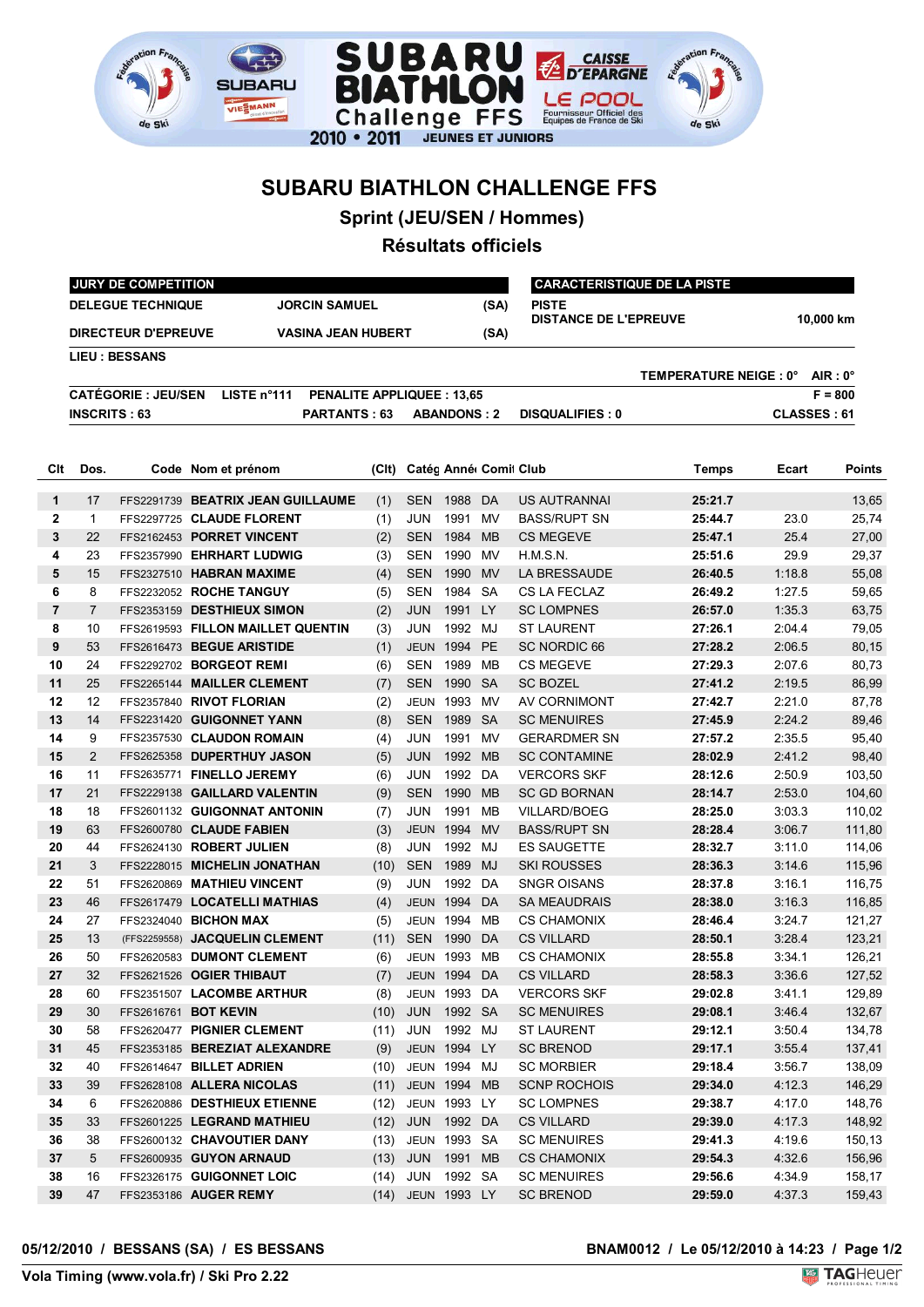# SUBARU BIATHLON CHALLENGE FFS

## Sprint (JEU/SEN / Hommes)

## Résultats officiels

| JURY DE COMPETITION | | |
|---|---|---|
| DELEGUE TECHNIQUE | JORCIN SAMUEL | (SA) |
| DIRECTEUR D'EPREUVE | VASINA JEAN HUBERT | (SA) |

**LIEU : BESSANS**

| CARACTERISTIQUE DE LA PISTE | |
|---|---|
| PISTE | |
| DISTANCE DE L'EPREUVE | 10,000 km |

TEMPERATURE NEIGE : 0° AIR : 0°

CATÉGORIE : JEU/SEN  LISTE n°111  PENALITE APPLIQUEE : 13,65  F = 800

INSCRITS : 63  PARTANTS : 63  ABANDONS : 2  DISQUALIFIES : 0  CLASSES : 61

| Clt | Dos. | Code | Nom et prénom | (Clt) | Catég | Année | Comité | Club | Temps | Ecart | Points |
|---|---|---|---|---|---|---|---|---|---|---|---|
| 1 | 17 | FFS2291739 | BEATRIX JEAN GUILLAUME | (1) | SEN | 1988 | DA | US AUTRANNAI | 25:21.7 | | 13,65 |
| 2 | 1 | FFS2297725 | CLAUDE FLORENT | (1) | JUN | 1991 | MV | BASS/RUPT SN | 25:44.7 | 23.0 | 25,74 |
| 3 | 22 | FFS2162453 | PORRET VINCENT | (2) | SEN | 1984 | MB | CS MEGEVE | 25:47.1 | 25.4 | 27,00 |
| 4 | 23 | FFS2357990 | EHRHART LUDWIG | (3) | SEN | 1990 | MV | H.M.S.N. | 25:51.6 | 29.9 | 29,37 |
| 5 | 15 | FFS2327510 | HABRAN MAXIME | (4) | SEN | 1990 | MV | LA BRESSAUDE | 26:40.5 | 1:18.8 | 55,08 |
| 6 | 8 | FFS2232052 | ROCHE TANGUY | (5) | SEN | 1984 | SA | CS LA FECLAZ | 26:49.2 | 1:27.5 | 59,65 |
| 7 | 7 | FFS2353159 | DESTHIEUX SIMON | (2) | JUN | 1991 | LY | SC LOMPNES | 26:57.0 | 1:35.3 | 63,75 |
| 8 | 10 | FFS2619593 | FILLON MAILLET QUENTIN | (3) | JUN | 1992 | MJ | ST LAURENT | 27:26.1 | 2:04.4 | 79,05 |
| 9 | 53 | FFS2616473 | BEGUE ARISTIDE | (1) | JEUN | 1994 | PE | SC NORDIC 66 | 27:28.2 | 2:06.5 | 80,15 |
| 10 | 24 | FFS2292702 | BORGEOT REMI | (6) | SEN | 1989 | MB | CS MEGEVE | 27:29.3 | 2:07.6 | 80,73 |
| 11 | 25 | FFS2265144 | MAILLER CLEMENT | (7) | SEN | 1990 | SA | SC BOZEL | 27:41.2 | 2:19.5 | 86,99 |
| 12 | 12 | FFS2357840 | RIVOT FLORIAN | (2) | JEUN | 1993 | MV | AV CORNIMONT | 27:42.7 | 2:21.0 | 87,78 |
| 13 | 14 | FFS2231420 | GUIGONNET YANN | (8) | SEN | 1989 | SA | SC MENUIRES | 27:45.9 | 2:24.2 | 89,46 |
| 14 | 9 | FFS2357530 | CLAUDON ROMAIN | (4) | JUN | 1991 | MV | GERARDMER SN | 27:57.2 | 2:35.5 | 95,40 |
| 15 | 2 | FFS2625358 | DUPERTHUY JASON | (5) | JUN | 1992 | MB | SC CONTAMINE | 28:02.9 | 2:41.2 | 98,40 |
| 16 | 11 | FFS2635771 | FINELLO JEREMY | (6) | JUN | 1992 | DA | VERCORS SKF | 28:12.6 | 2:50.9 | 103,50 |
| 17 | 21 | FFS2229138 | GAILLARD VALENTIN | (9) | SEN | 1990 | MB | SC GD BORNAN | 28:14.7 | 2:53.0 | 104,60 |
| 18 | 18 | FFS2601132 | GUIGONNAT ANTONIN | (7) | JUN | 1991 | MB | VILLARD/BOEG | 28:25.0 | 3:03.3 | 110,02 |
| 19 | 63 | FFS2600780 | CLAUDE FABIEN | (3) | JEUN | 1994 | MV | BASS/RUPT SN | 28:28.4 | 3:06.7 | 111,80 |
| 20 | 44 | FFS2624130 | ROBERT JULIEN | (8) | JUN | 1992 | MJ | ES SAUGETTE | 28:32.7 | 3:11.0 | 114,06 |
| 21 | 3 | FFS2228015 | MICHELIN JONATHAN | (10) | SEN | 1989 | MJ | SKI ROUSSES | 28:36.3 | 3:14.6 | 115,96 |
| 22 | 51 | FFS2620869 | MATHIEU VINCENT | (9) | JUN | 1992 | DA | SNGR OISANS | 28:37.8 | 3:16.1 | 116,75 |
| 23 | 46 | FFS2617479 | LOCATELLI MATHIAS | (4) | JEUN | 1994 | DA | SA MEAUDRAIS | 28:38.0 | 3:16.3 | 116,85 |
| 24 | 27 | FFS2324040 | BICHON MAX | (5) | JEUN | 1994 | MB | CS CHAMONIX | 28:46.4 | 3:24.7 | 121,27 |
| 25 | 13 | (FFS2259558) | JACQUELIN CLEMENT | (11) | SEN | 1990 | DA | CS VILLARD | 28:50.1 | 3:28.4 | 123,21 |
| 26 | 50 | FFS2620583 | DUMONT CLEMENT | (6) | JEUN | 1993 | MB | CS CHAMONIX | 28:55.8 | 3:34.1 | 126,21 |
| 27 | 32 | FFS2621526 | OGIER THIBAUT | (7) | JEUN | 1994 | DA | CS VILLARD | 28:58.3 | 3:36.6 | 127,52 |
| 28 | 60 | FFS2351507 | LACOMBE ARTHUR | (8) | JEUN | 1993 | DA | VERCORS SKF | 29:02.8 | 3:41.1 | 129,89 |
| 29 | 30 | FFS2616761 | BOT KEVIN | (10) | JUN | 1992 | SA | SC MENUIRES | 29:08.1 | 3:46.4 | 132,67 |
| 30 | 58 | FFS2620477 | PIGNIER CLEMENT | (11) | JUN | 1992 | MJ | ST LAURENT | 29:12.1 | 3:50.4 | 134,78 |
| 31 | 45 | FFS2353185 | BEREZIAT ALEXANDRE | (9) | JEUN | 1994 | LY | SC BRENOD | 29:17.1 | 3:55.4 | 137,41 |
| 32 | 40 | FFS2614647 | BILLET ADRIEN | (10) | JEUN | 1994 | MJ | SC MORBIER | 29:18.4 | 3:56.7 | 138,09 |
| 33 | 39 | FFS2628108 | ALLERA NICOLAS | (11) | JEUN | 1994 | MB | SCNP ROCHOIS | 29:34.0 | 4:12.3 | 146,29 |
| 34 | 6 | FFS2620886 | DESTHIEUX ETIENNE | (12) | JEUN | 1993 | LY | SC LOMPNES | 29:38.7 | 4:17.0 | 148,76 |
| 35 | 33 | FFS2601225 | LEGRAND MATHIEU | (12) | JUN | 1992 | DA | CS VILLARD | 29:39.0 | 4:17.3 | 148,92 |
| 36 | 38 | FFS2600132 | CHAVOUTIER DANY | (13) | JEUN | 1993 | SA | SC MENUIRES | 29:41.3 | 4:19.6 | 150,13 |
| 37 | 5 | FFS2600935 | GUYON ARNAUD | (13) | JUN | 1991 | MB | CS CHAMONIX | 29:54.3 | 4:32.6 | 156,96 |
| 38 | 16 | FFS2326175 | GUIGONNET LOIC | (14) | JUN | 1992 | SA | SC MENUIRES | 29:56.6 | 4:34.9 | 158,17 |
| 39 | 47 | FFS2353186 | AUGER REMY | (14) | JEUN | 1993 | LY | SC BRENOD | 29:59.0 | 4:37.3 | 159,43 |

05/12/2010 / BESSANS (SA) / ES BESSANS — BNAM0012 / Le 05/12/2010 à 14:23

Vola Timing (www.vola.fr) / Ski Pro 2.22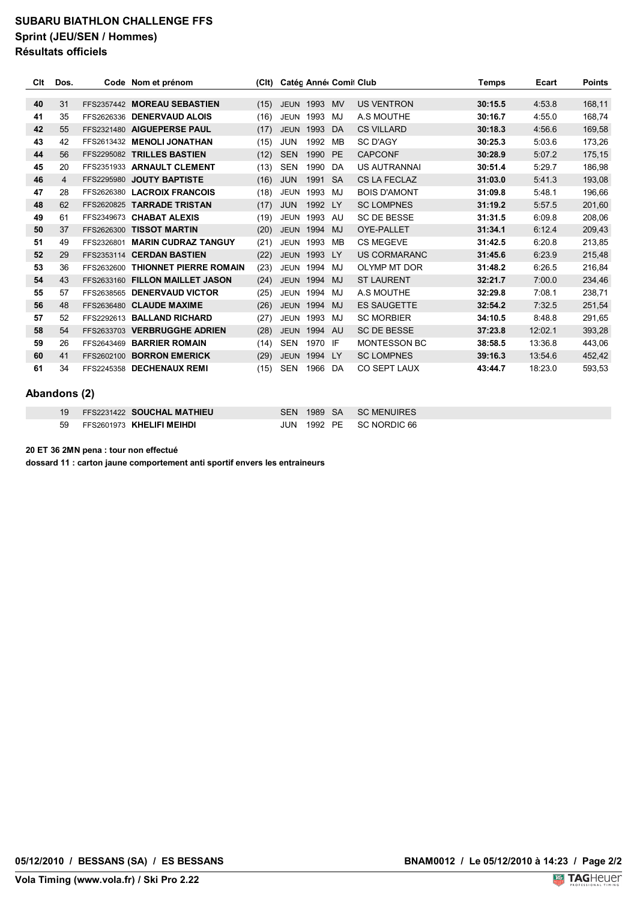**SUBARU BIATHLON CHALLENGE FFS**
**Sprint (JEU/SEN / Hommes)**
**Résultats officiels**

| Clt | Dos. | Code | Nom et prénom | (Clt) | Catég | Année | Comité | Club | Temps | Ecart | Points |
|---|---|---|---|---|---|---|---|---|---|---|---|
| **40** | 31 | FFS2357442 | **MOREAU SEBASTIEN** | (15) | JEUN | 1993 | MV | US VENTRON | **30:15.5** | 4:53.8 | 168,11 |
| **41** | 35 | FFS2626336 | **DENERVAUD ALOIS** | (16) | JEUN | 1993 | MJ | A.S MOUTHE | **30:16.7** | 4:55.0 | 168,74 |
| **42** | 55 | FFS2321480 | **AIGUEPERSE PAUL** | (17) | JEUN | 1993 | DA | CS VILLARD | **30:18.3** | 4:56.6 | 169,58 |
| **43** | 42 | FFS2613432 | **MENOLI JONATHAN** | (15) | JUN | 1992 | MB | SC D'AGY | **30:25.3** | 5:03.6 | 173,26 |
| **44** | 56 | FFS2295082 | **TRILLES BASTIEN** | (12) | SEN | 1990 | PE | CAPCONF | **30:28.9** | 5:07.2 | 175,15 |
| **45** | 20 | FFS2351933 | **ARNAULT CLEMENT** | (13) | SEN | 1990 | DA | US AUTRANNAI | **30:51.4** | 5:29.7 | 186,98 |
| **46** | 4 | FFS2295980 | **JOUTY BAPTISTE** | (16) | JUN | 1991 | SA | CS LA FECLAZ | **31:03.0** | 5:41.3 | 193,08 |
| **47** | 28 | FFS2626380 | **LACROIX FRANCOIS** | (18) | JEUN | 1993 | MJ | BOIS D'AMONT | **31:09.8** | 5:48.1 | 196,66 |
| **48** | 62 | FFS2620825 | **TARRADE TRISTAN** | (17) | JUN | 1992 | LY | SC LOMPNES | **31:19.2** | 5:57.5 | 201,60 |
| **49** | 61 | FFS2349673 | **CHABAT ALEXIS** | (19) | JEUN | 1993 | AU | SC DE BESSE | **31:31.5** | 6:09.8 | 208,06 |
| **50** | 37 | FFS2626300 | **TISSOT MARTIN** | (20) | JEUN | 1994 | MJ | OYE-PALLET | **31:34.1** | 6:12.4 | 209,43 |
| **51** | 49 | FFS2326801 | **MARIN CUDRAZ TANGUY** | (21) | JEUN | 1993 | MB | CS MEGEVE | **31:42.5** | 6:20.8 | 213,85 |
| **52** | 29 | FFS2353114 | **CERDAN BASTIEN** | (22) | JEUN | 1993 | LY | US CORMARANC | **31:45.6** | 6:23.9 | 215,48 |
| **53** | 36 | FFS2632600 | **THIONNET PIERRE ROMAIN** | (23) | JEUN | 1994 | MJ | OLYMP MT DOR | **31:48.2** | 6:26.5 | 216,84 |
| **54** | 43 | FFS2633160 | **FILLON MAILLET JASON** | (24) | JEUN | 1994 | MJ | ST LAURENT | **32:21.7** | 7:00.0 | 234,46 |
| **55** | 57 | FFS2638565 | **DENERVAUD VICTOR** | (25) | JEUN | 1994 | MJ | A.S MOUTHE | **32:29.8** | 7:08.1 | 238,71 |
| **56** | 48 | FFS2636480 | **CLAUDE MAXIME** | (26) | JEUN | 1994 | MJ | ES SAUGETTE | **32:54.2** | 7:32.5 | 251,54 |
| **57** | 52 | FFS2292613 | **BALLAND RICHARD** | (27) | JEUN | 1993 | MJ | SC MORBIER | **34:10.5** | 8:48.8 | 291,65 |
| **58** | 54 | FFS2633703 | **VERBRUGGHE ADRIEN** | (28) | JEUN | 1994 | AU | SC DE BESSE | **37:23.8** | 12:02.1 | 393,28 |
| **59** | 26 | FFS2643469 | **BARRIER ROMAIN** | (14) | SEN | 1970 | IF | MONTESSON BC | **38:58.5** | 13:36.8 | 443,06 |
| **60** | 41 | FFS2602100 | **BORRON EMERICK** | (29) | JEUN | 1994 | LY | SC LOMPNES | **39:16.3** | 13:54.6 | 452,42 |
| **61** | 34 | FFS2245358 | **DECHENAUX REMI** | (15) | SEN | 1966 | DA | CO SEPT LAUX | **43:44.7** | 18:23.0 | 593,53 |

## Abandons (2)

| | | | | | | |
|---|---|---|---|---|---|---|
| 19 | FFS2231422 | **SOUCHAL MATHIEU** | SEN | 1989 | SA | SC MENUIRES |
| 59 | FFS2601973 | **KHELIFI MEIHDI** | JUN | 1992 | PE | SC NORDIC 66 |

**20 ET 36 2MN pena : tour non effectué**

**dossard 11 : carton jaune comportement anti sportif envers les entraineurs**

**05/12/2010 / BESSANS (SA) / ES BESSANS** **BNAM0012 / Le 05/12/2010 à 14:23**

**Vola Timing (www.vola.fr) / Ski Pro 2.22**